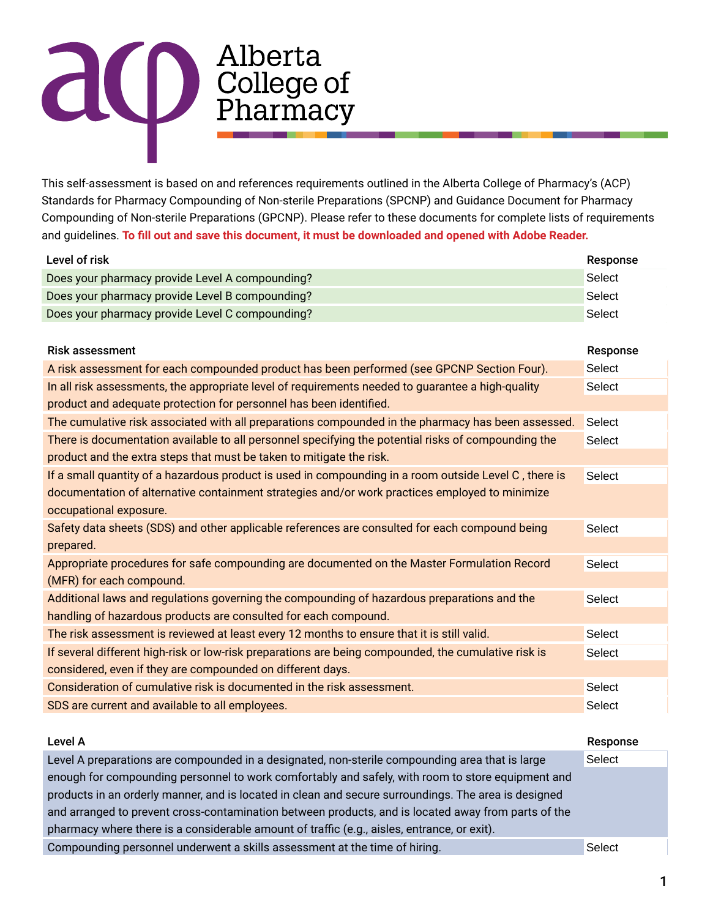# Alberta College of Pharmacy

This self-assessment is based on and references requirements outlined in the Alberta College of Pharmacy's (ACP) Standards for Pharmacy Compounding of Non-sterile Preparations (SPCNP) and Guidance Document for Pharmacy Compounding of Non-sterile Preparations (GPCNP). Please refer to these documents for complete lists of requirements and guidelines. **To fill out and save this document, it must be downloaded and opened with Adobe Reader.**

| Level of risk | Response |
|---|---|
| Does your pharmacy provide Level A compounding? | Select |
| Does your pharmacy provide Level B compounding? | Select |
| Does your pharmacy provide Level C compounding? | Select |

| Risk assessment | Response |
|---|---|
| A risk assessment for each compounded product has been performed (see GPCNP Section Four). | Select |
| In all risk assessments, the appropriate level of requirements needed to guarantee a high-quality product and adequate protection for personnel has been identified. | Select |
| The cumulative risk associated with all preparations compounded in the pharmacy has been assessed. | Select |
| There is documentation available to all personnel specifying the potential risks of compounding the product and the extra steps that must be taken to mitigate the risk. | Select |
| If a small quantity of a hazardous product is used in compounding in a room outside Level C , there is documentation of alternative containment strategies and/or work practices employed to minimize occupational exposure. | Select |
| Safety data sheets (SDS) and other applicable references are consulted for each compound being prepared. | Select |
| Appropriate procedures for safe compounding are documented on the Master Formulation Record (MFR) for each compound. | Select |
| Additional laws and regulations governing the compounding of hazardous preparations and the handling of hazardous products are consulted for each compound. | Select |
| The risk assessment is reviewed at least every 12 months to ensure that it is still valid. | Select |
| If several different high-risk or low-risk preparations are being compounded, the cumulative risk is considered, even if they are compounded on different days. | Select |
| Consideration of cumulative risk is documented in the risk assessment. | Select |
| SDS are current and available to all employees. | Select |

| Level A | Response |
|---|---|
| Level A preparations are compounded in a designated, non-sterile compounding area that is large enough for compounding personnel to work comfortably and safely, with room to store equipment and products in an orderly manner, and is located in clean and secure surroundings. The area is designed and arranged to prevent cross-contamination between products, and is located away from parts of the pharmacy where there is a considerable amount of traffic (e.g., aisles, entrance, or exit). | Select |
| Compounding personnel underwent a skills assessment at the time of hiring. | Select |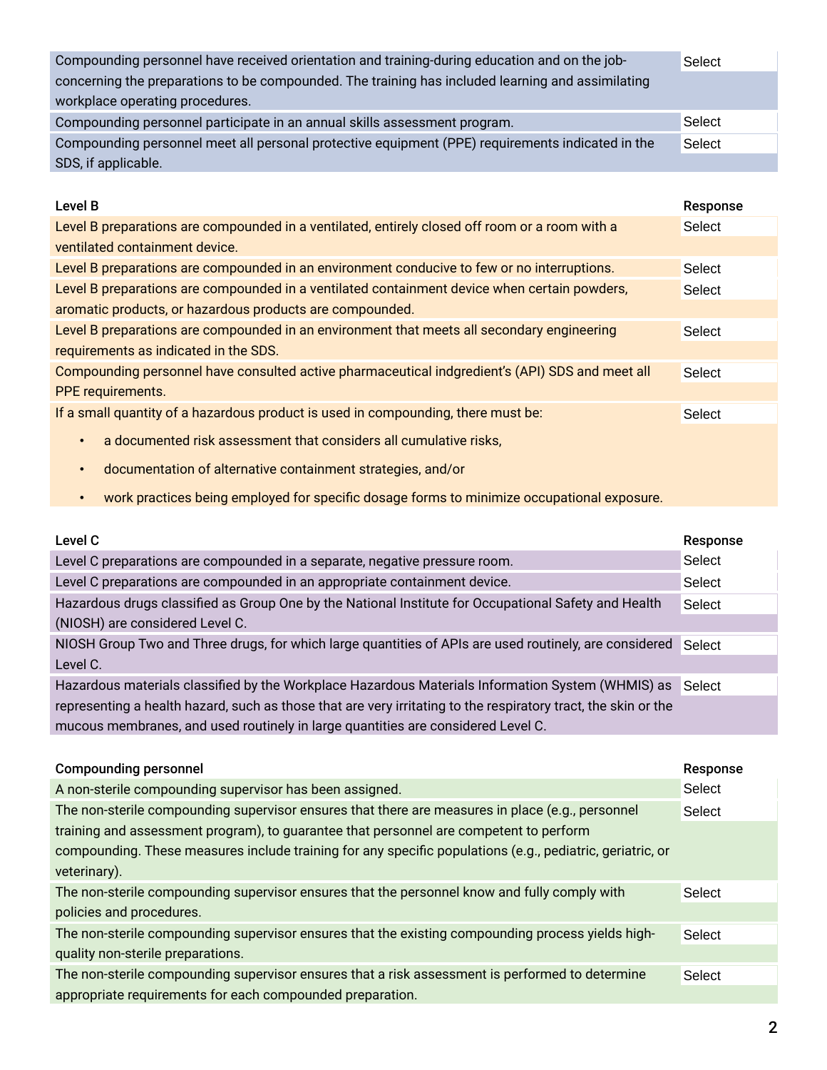| | |
|---|---|
| Compounding personnel have received orientation and training-during education and on the job-concerning the preparations to be compounded. The training has included learning and assimilating workplace operating procedures. | Select |
| Compounding personnel participate in an annual skills assessment program. | Select |
| Compounding personnel meet all personal protective equipment (PPE) requirements indicated in the SDS, if applicable. | Select |

| Level B | Response |
|---|---|
| Level B preparations are compounded in a ventilated, entirely closed off room or a room with a ventilated containment device. | Select |
| Level B preparations are compounded in an environment conducive to few or no interruptions. | Select |
| Level B preparations are compounded in a ventilated containment device when certain powders, aromatic products, or hazardous products are compounded. | Select |
| Level B preparations are compounded in an environment that meets all secondary engineering requirements as indicated in the SDS. | Select |
| Compounding personnel have consulted active pharmaceutical indgredient's (API) SDS and meet all PPE requirements. | Select |
| If a small quantity of a hazardous product is used in compounding, there must be: <br>• a documented risk assessment that considers all cumulative risks, <br>• documentation of alternative containment strategies, and/or <br>• work practices being employed for specific dosage forms to minimize occupational exposure. | Select |

| Level C | Response |
|---|---|
| Level C preparations are compounded in a separate, negative pressure room. | Select |
| Level C preparations are compounded in an appropriate containment device. | Select |
| Hazardous drugs classified as Group One by the National Institute for Occupational Safety and Health (NIOSH) are considered Level C. | Select |
| NIOSH Group Two and Three drugs, for which large quantities of APIs are used routinely, are considered Level C. | Select |
| Hazardous materials classified by the Workplace Hazardous Materials Information System (WHMIS) as representing a health hazard, such as those that are very irritating to the respiratory tract, the skin or the mucous membranes, and used routinely in large quantities are considered Level C. | Select |

| Compounding personnel | Response |
|---|---|
| A non-sterile compounding supervisor has been assigned. | Select |
| The non-sterile compounding supervisor ensures that there are measures in place (e.g., personnel training and assessment program), to guarantee that personnel are competent to perform compounding. These measures include training for any specific populations (e.g., pediatric, geriatric, or veterinary). | Select |
| The non-sterile compounding supervisor ensures that the personnel know and fully comply with policies and procedures. | Select |
| The non-sterile compounding supervisor ensures that the existing compounding process yields high-quality non-sterile preparations. | Select |
| The non-sterile compounding supervisor ensures that a risk assessment is performed to determine appropriate requirements for each compounded preparation. | Select |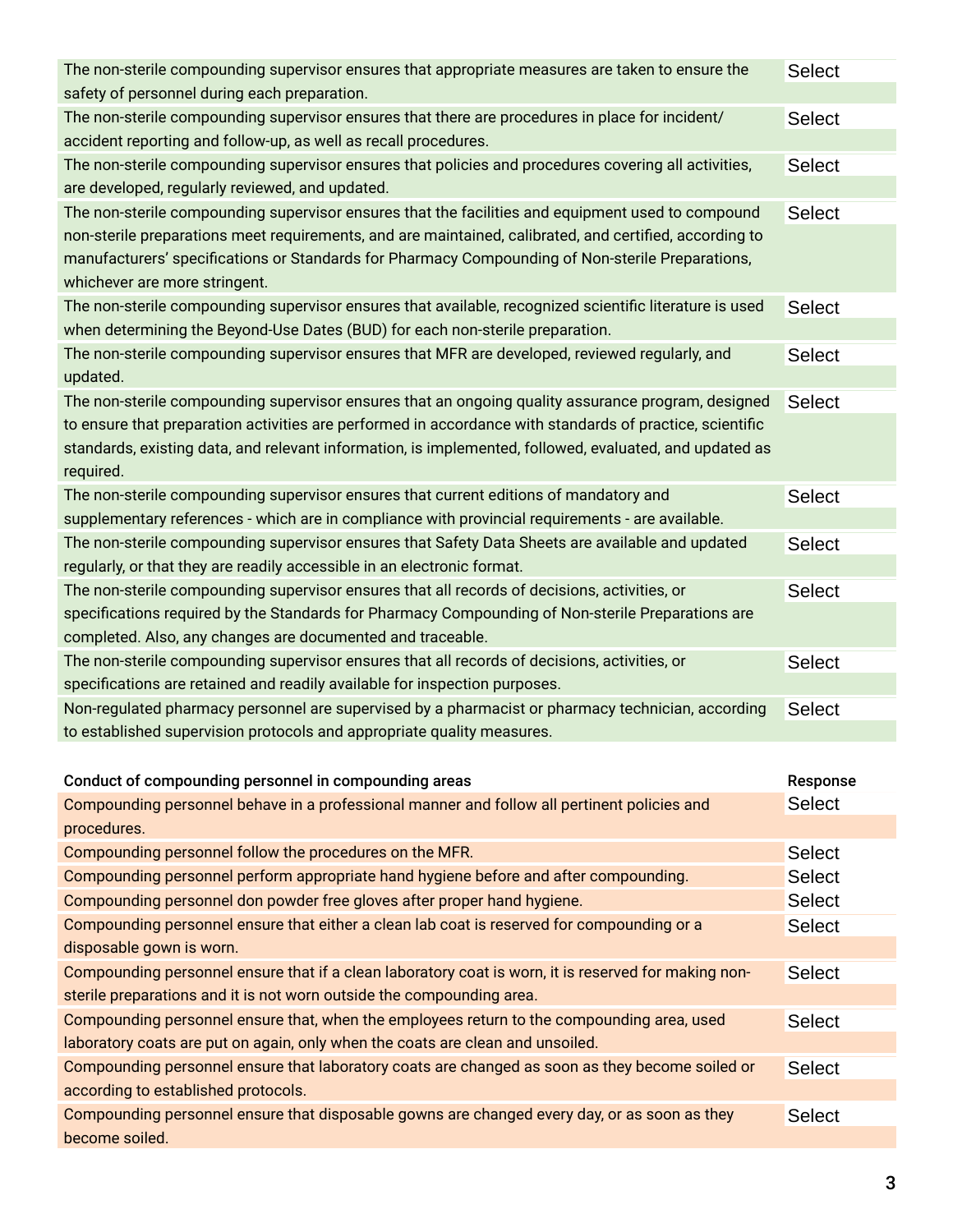| | |
|---|---|
| The non-sterile compounding supervisor ensures that appropriate measures are taken to ensure the safety of personnel during each preparation. | Select |
| The non-sterile compounding supervisor ensures that there are procedures in place for incident/ accident reporting and follow-up, as well as recall procedures. | Select |
| The non-sterile compounding supervisor ensures that policies and procedures covering all activities, are developed, regularly reviewed, and updated. | Select |
| The non-sterile compounding supervisor ensures that the facilities and equipment used to compound non-sterile preparations meet requirements, and are maintained, calibrated, and certified, according to manufacturers' specifications or Standards for Pharmacy Compounding of Non-sterile Preparations, whichever are more stringent. | Select |
| The non-sterile compounding supervisor ensures that available, recognized scientific literature is used when determining the Beyond-Use Dates (BUD) for each non-sterile preparation. | Select |
| The non-sterile compounding supervisor ensures that MFR are developed, reviewed regularly, and updated. | Select |
| The non-sterile compounding supervisor ensures that an ongoing quality assurance program, designed to ensure that preparation activities are performed in accordance with standards of practice, scientific standards, existing data, and relevant information, is implemented, followed, evaluated, and updated as required. | Select |
| The non-sterile compounding supervisor ensures that current editions of mandatory and supplementary references - which are in compliance with provincial requirements - are available. | Select |
| The non-sterile compounding supervisor ensures that Safety Data Sheets are available and updated regularly, or that they are readily accessible in an electronic format. | Select |
| The non-sterile compounding supervisor ensures that all records of decisions, activities, or specifications required by the Standards for Pharmacy Compounding of Non-sterile Preparations are completed. Also, any changes are documented and traceable. | Select |
| The non-sterile compounding supervisor ensures that all records of decisions, activities, or specifications are retained and readily available for inspection purposes. | Select |
| Non-regulated pharmacy personnel are supervised by a pharmacist or pharmacy technician, according to established supervision protocols and appropriate quality measures. | Select |

| Conduct of compounding personnel in compounding areas | Response |
|---|---|
| Compounding personnel behave in a professional manner and follow all pertinent policies and procedures. | Select |
| Compounding personnel follow the procedures on the MFR. | Select |
| Compounding personnel perform appropriate hand hygiene before and after compounding. | Select |
| Compounding personnel don powder free gloves after proper hand hygiene. | Select |
| Compounding personnel ensure that either a clean lab coat is reserved for compounding or a disposable gown is worn. | Select |
| Compounding personnel ensure that if a clean laboratory coat is worn, it is reserved for making non-sterile preparations and it is not worn outside the compounding area. | Select |
| Compounding personnel ensure that, when the employees return to the compounding area, used laboratory coats are put on again, only when the coats are clean and unsoiled. | Select |
| Compounding personnel ensure that laboratory coats are changed as soon as they become soiled or according to established protocols. | Select |
| Compounding personnel ensure that disposable gowns are changed every day, or as soon as they become soiled. | Select |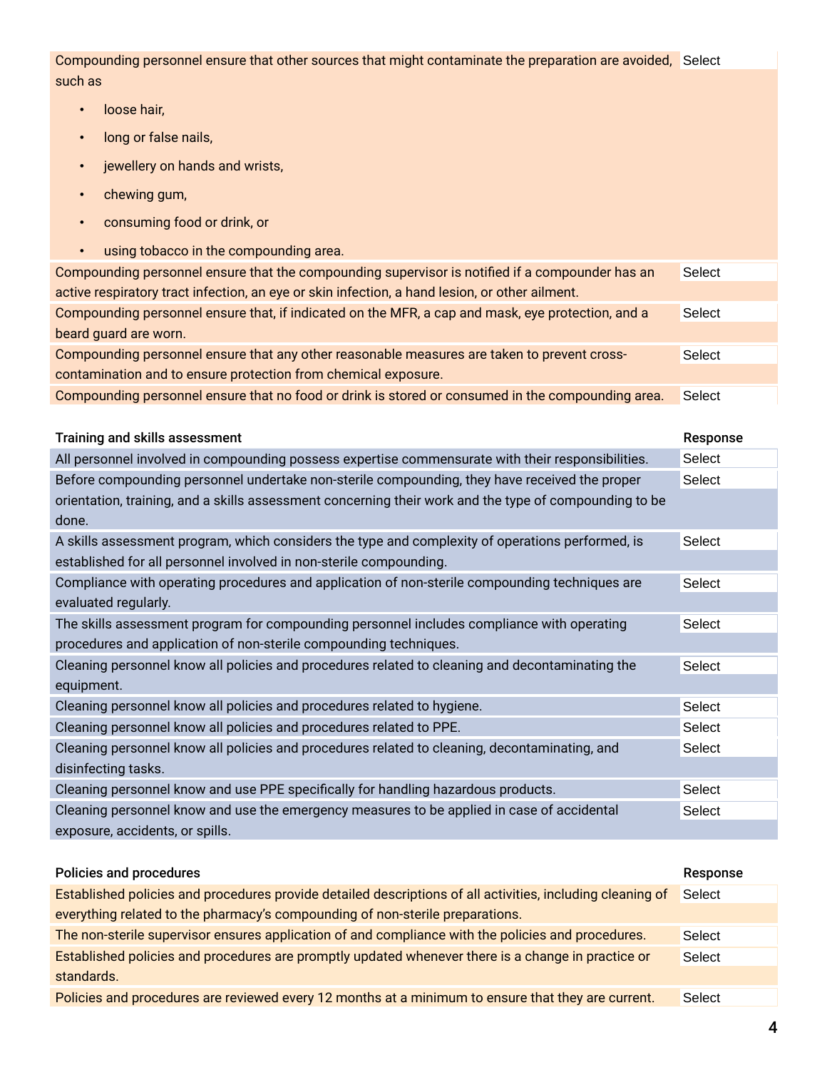| | |
|---|---|
| Compounding personnel ensure that other sources that might contaminate the preparation are avoided, such as<br>• loose hair,<br>• long or false nails,<br>• jewellery on hands and wrists,<br>• chewing gum,<br>• consuming food or drink, or<br>• using tobacco in the compounding area. | Select |
| Compounding personnel ensure that the compounding supervisor is notified if a compounder has an active respiratory tract infection, an eye or skin infection, a hand lesion, or other ailment. | Select |
| Compounding personnel ensure that, if indicated on the MFR, a cap and mask, eye protection, and a beard guard are worn. | Select |
| Compounding personnel ensure that any other reasonable measures are taken to prevent cross-contamination and to ensure protection from chemical exposure. | Select |
| Compounding personnel ensure that no food or drink is stored or consumed in the compounding area. | Select |

| Training and skills assessment | Response |
|---|---|
| All personnel involved in compounding possess expertise commensurate with their responsibilities. | Select |
| Before compounding personnel undertake non-sterile compounding, they have received the proper orientation, training, and a skills assessment concerning their work and the type of compounding to be done. | Select |
| A skills assessment program, which considers the type and complexity of operations performed, is established for all personnel involved in non-sterile compounding. | Select |
| Compliance with operating procedures and application of non-sterile compounding techniques are evaluated regularly. | Select |
| The skills assessment program for compounding personnel includes compliance with operating procedures and application of non-sterile compounding techniques. | Select |
| Cleaning personnel know all policies and procedures related to cleaning and decontaminating the equipment. | Select |
| Cleaning personnel know all policies and procedures related to hygiene. | Select |
| Cleaning personnel know all policies and procedures related to PPE. | Select |
| Cleaning personnel know all policies and procedures related to cleaning, decontaminating, and disinfecting tasks. | Select |
| Cleaning personnel know and use PPE specifically for handling hazardous products. | Select |
| Cleaning personnel know and use the emergency measures to be applied in case of accidental exposure, accidents, or spills. | Select |

| Policies and procedures | Response |
|---|---|
| Established policies and procedures provide detailed descriptions of all activities, including cleaning of everything related to the pharmacy's compounding of non-sterile preparations. | Select |
| The non-sterile supervisor ensures application of and compliance with the policies and procedures. | Select |
| Established policies and procedures are promptly updated whenever there is a change in practice or standards. | Select |
| Policies and procedures are reviewed every 12 months at a minimum to ensure that they are current. | Select |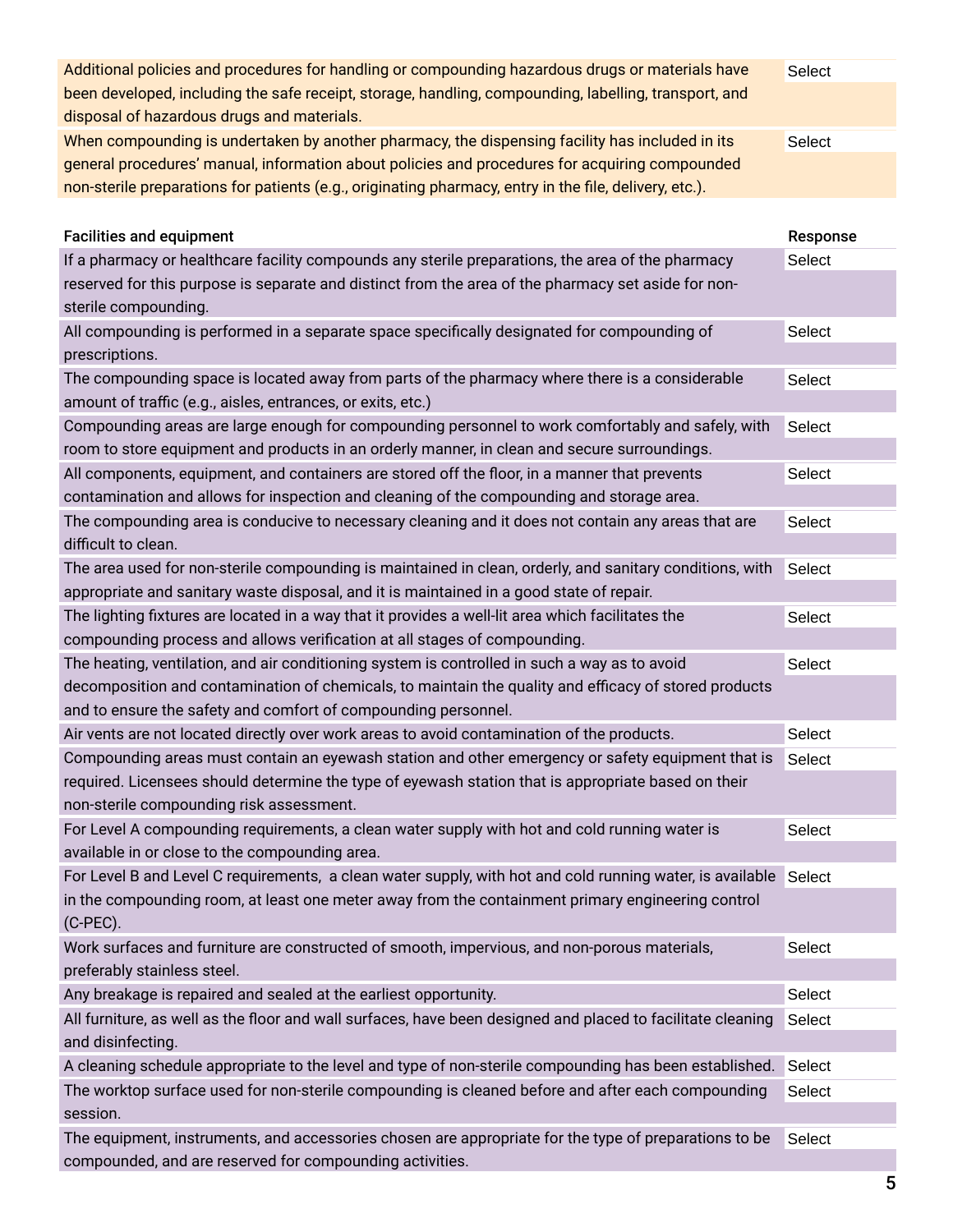| | |
|---|---|
| Additional policies and procedures for handling or compounding hazardous drugs or materials have been developed, including the safe receipt, storage, handling, compounding, labelling, transport, and disposal of hazardous drugs and materials. | Select |
| When compounding is undertaken by another pharmacy, the dispensing facility has included in its general procedures' manual, information about policies and procedures for acquiring compounded non-sterile preparations for patients (e.g., originating pharmacy, entry in the file, delivery, etc.). | Select |

| Facilities and equipment | Response |
|---|---|
| If a pharmacy or healthcare facility compounds any sterile preparations, the area of the pharmacy reserved for this purpose is separate and distinct from the area of the pharmacy set aside for non-sterile compounding. | Select |
| All compounding is performed in a separate space specifically designated for compounding of prescriptions. | Select |
| The compounding space is located away from parts of the pharmacy where there is a considerable amount of traffic (e.g., aisles, entrances, or exits, etc.) | Select |
| Compounding areas are large enough for compounding personnel to work comfortably and safely, with room to store equipment and products in an orderly manner, in clean and secure surroundings. | Select |
| All components, equipment, and containers are stored off the floor, in a manner that prevents contamination and allows for inspection and cleaning of the compounding and storage area. | Select |
| The compounding area is conducive to necessary cleaning and it does not contain any areas that are difficult to clean. | Select |
| The area used for non-sterile compounding is maintained in clean, orderly, and sanitary conditions, with appropriate and sanitary waste disposal, and it is maintained in a good state of repair. | Select |
| The lighting fixtures are located in a way that it provides a well-lit area which facilitates the compounding process and allows verification at all stages of compounding. | Select |
| The heating, ventilation, and air conditioning system is controlled in such a way as to avoid decomposition and contamination of chemicals, to maintain the quality and efficacy of stored products and to ensure the safety and comfort of compounding personnel. | Select |
| Air vents are not located directly over work areas to avoid contamination of the products. | Select |
| Compounding areas must contain an eyewash station and other emergency or safety equipment that is required. Licensees should determine the type of eyewash station that is appropriate based on their non-sterile compounding risk assessment. | Select |
| For Level A compounding requirements, a clean water supply with hot and cold running water is available in or close to the compounding area. | Select |
| For Level B and Level C requirements, a clean water supply, with hot and cold running water, is available in the compounding room, at least one meter away from the containment primary engineering control (C-PEC). | Select |
| Work surfaces and furniture are constructed of smooth, impervious, and non-porous materials, preferably stainless steel. | Select |
| Any breakage is repaired and sealed at the earliest opportunity. | Select |
| All furniture, as well as the floor and wall surfaces, have been designed and placed to facilitate cleaning and disinfecting. | Select |
| A cleaning schedule appropriate to the level and type of non-sterile compounding has been established. | Select |
| The worktop surface used for non-sterile compounding is cleaned before and after each compounding session. | Select |
| The equipment, instruments, and accessories chosen are appropriate for the type of preparations to be compounded, and are reserved for compounding activities. | Select |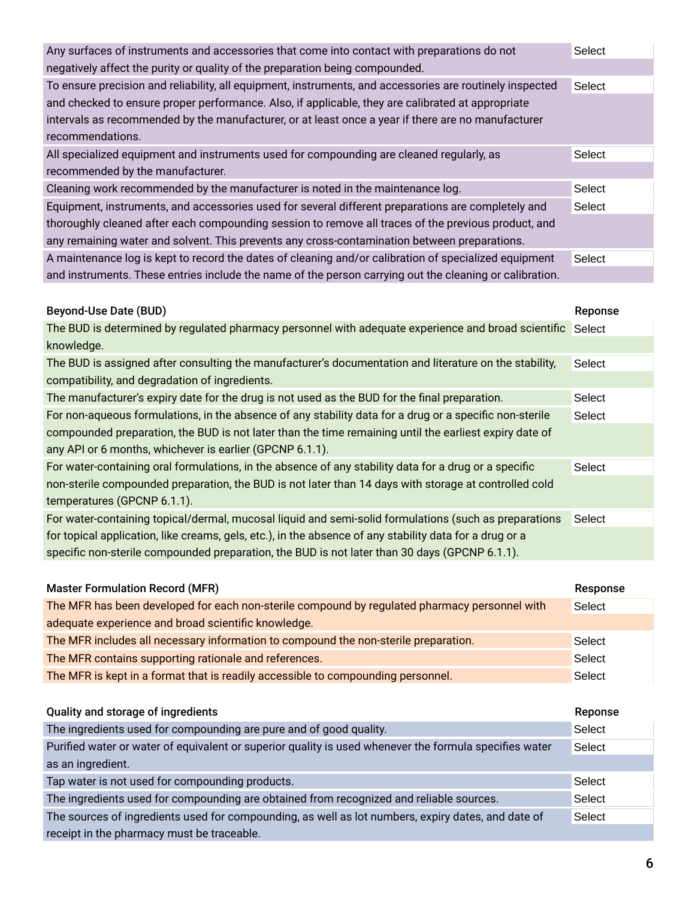| | |
|---|---|
| Any surfaces of instruments and accessories that come into contact with preparations do not negatively affect the purity or quality of the preparation being compounded. | Select |
| To ensure precision and reliability, all equipment, instruments, and accessories are routinely inspected and checked to ensure proper performance. Also, if applicable, they are calibrated at appropriate intervals as recommended by the manufacturer, or at least once a year if there are no manufacturer recommendations. | Select |
| All specialized equipment and instruments used for compounding are cleaned regularly, as recommended by the manufacturer. | Select |
| Cleaning work recommended by the manufacturer is noted in the maintenance log. | Select |
| Equipment, instruments, and accessories used for several different preparations are completely and thoroughly cleaned after each compounding session to remove all traces of the previous product, and any remaining water and solvent. This prevents any cross-contamination between preparations. | Select |
| A maintenance log is kept to record the dates of cleaning and/or calibration of specialized equipment and instruments. These entries include the name of the person carrying out the cleaning or calibration. | Select |

| Beyond-Use Date (BUD) | Reponse |
|---|---|
| The BUD is determined by regulated pharmacy personnel with adequate experience and broad scientific knowledge. | Select |
| The BUD is assigned after consulting the manufacturer's documentation and literature on the stability, compatibility, and degradation of ingredients. | Select |
| The manufacturer's expiry date for the drug is not used as the BUD for the final preparation. | Select |
| For non-aqueous formulations, in the absence of any stability data for a drug or a specific non-sterile compounded preparation, the BUD is not later than the time remaining until the earliest expiry date of any API or 6 months, whichever is earlier (GPCNP 6.1.1). | Select |
| For water-containing oral formulations, in the absence of any stability data for a drug or a specific non-sterile compounded preparation, the BUD is not later than 14 days with storage at controlled cold temperatures (GPCNP 6.1.1). | Select |
| For water-containing topical/dermal, mucosal liquid and semi-solid formulations (such as preparations for topical application, like creams, gels, etc.), in the absence of any stability data for a drug or a specific non-sterile compounded preparation, the BUD is not later than 30 days (GPCNP 6.1.1). | Select |

| Master Formulation Record (MFR) | Response |
|---|---|
| The MFR has been developed for each non-sterile compound by regulated pharmacy personnel with adequate experience and broad scientific knowledge. | Select |
| The MFR includes all necessary information to compound the non-sterile preparation. | Select |
| The MFR contains supporting rationale and references. | Select |
| The MFR is kept in a format that is readily accessible to compounding personnel. | Select |

| Quality and storage of ingredients | Reponse |
|---|---|
| The ingredients used for compounding are pure and of good quality. | Select |
| Purified water or water of equivalent or superior quality is used whenever the formula specifies water as an ingredient. | Select |
| Tap water is not used for compounding products. | Select |
| The ingredients used for compounding are obtained from recognized and reliable sources. | Select |
| The sources of ingredients used for compounding, as well as lot numbers, expiry dates, and date of receipt in the pharmacy must be traceable. | Select |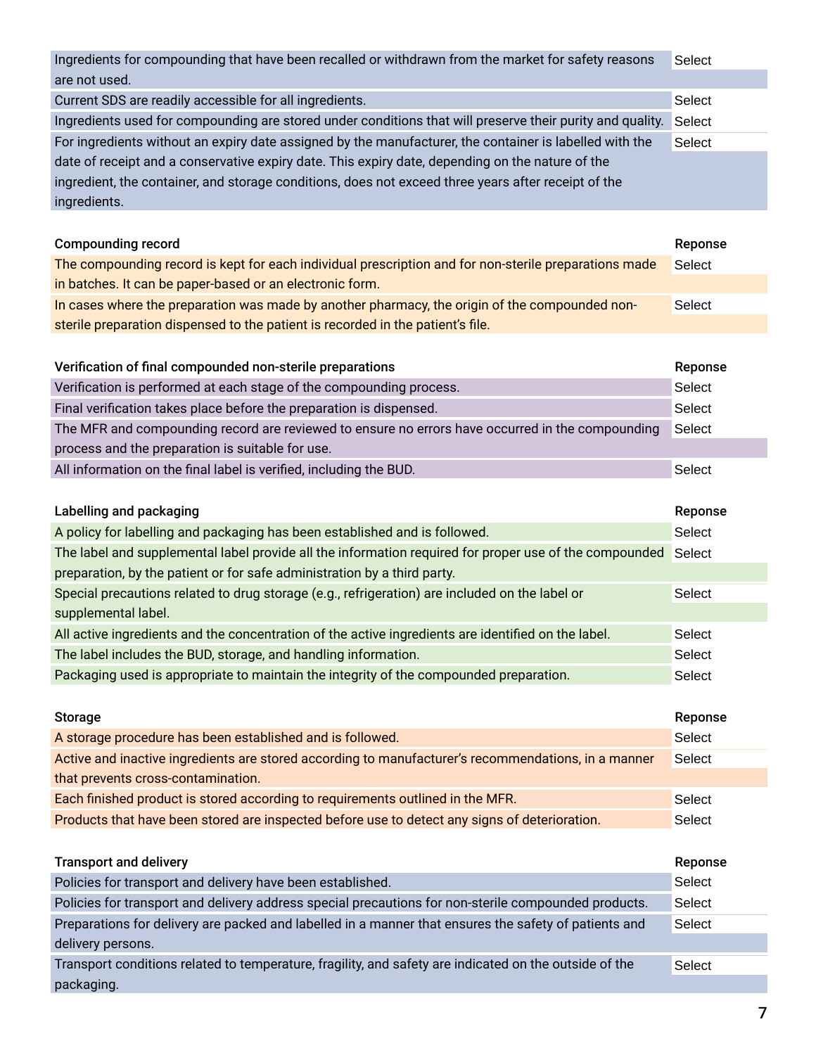| | |
|---|---|
| Ingredients for compounding that have been recalled or withdrawn from the market for safety reasons are not used. | Select |
| Current SDS are readily accessible for all ingredients. | Select |
| Ingredients used for compounding are stored under conditions that will preserve their purity and quality. | Select |
| For ingredients without an expiry date assigned by the manufacturer, the container is labelled with the date of receipt and a conservative expiry date. This expiry date, depending on the nature of the ingredient, the container, and storage conditions, does not exceed three years after receipt of the ingredients. | Select |

| Compounding record | Reponse |
|---|---|
| The compounding record is kept for each individual prescription and for non-sterile preparations made in batches. It can be paper-based or an electronic form. | Select |
| In cases where the preparation was made by another pharmacy, the origin of the compounded non-sterile preparation dispensed to the patient is recorded in the patient's file. | Select |

| Verification of final compounded non-sterile preparations | Reponse |
|---|---|
| Verification is performed at each stage of the compounding process. | Select |
| Final verification takes place before the preparation is dispensed. | Select |
| The MFR and compounding record are reviewed to ensure no errors have occurred in the compounding process and the preparation is suitable for use. | Select |
| All information on the final label is verified, including the BUD. | Select |

| Labelling and packaging | Reponse |
|---|---|
| A policy for labelling and packaging has been established and is followed. | Select |
| The label and supplemental label provide all the information required for proper use of the compounded preparation, by the patient or for safe administration by a third party. | Select |
| Special precautions related to drug storage (e.g., refrigeration) are included on the label or supplemental label. | Select |
| All active ingredients and the concentration of the active ingredients are identified on the label. | Select |
| The label includes the BUD, storage, and handling information. | Select |
| Packaging used is appropriate to maintain the integrity of the compounded preparation. | Select |

| Storage | Reponse |
|---|---|
| A storage procedure has been established and is followed. | Select |
| Active and inactive ingredients are stored according to manufacturer's recommendations, in a manner that prevents cross-contamination. | Select |
| Each finished product is stored according to requirements outlined in the MFR. | Select |
| Products that have been stored are inspected before use to detect any signs of deterioration. | Select |

| Transport and delivery | Reponse |
|---|---|
| Policies for transport and delivery have been established. | Select |
| Policies for transport and delivery address special precautions for non-sterile compounded products. | Select |
| Preparations for delivery are packed and labelled in a manner that ensures the safety of patients and delivery persons. | Select |
| Transport conditions related to temperature, fragility, and safety are indicated on the outside of the packaging. | Select |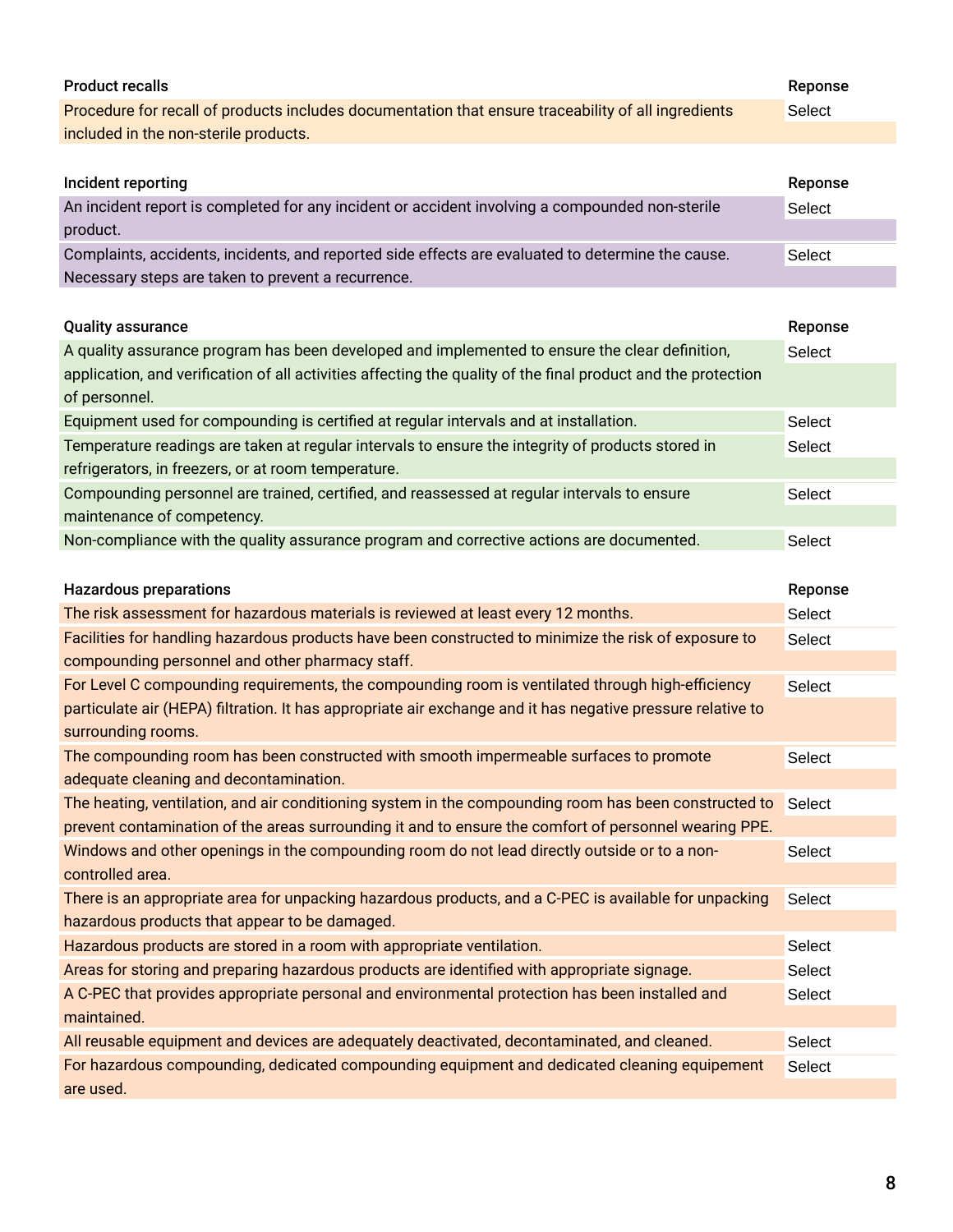| Product recalls | Reponse |
|---|---|
| Procedure for recall of products includes documentation that ensure traceability of all ingredients included in the non-sterile products. | Select |

| Incident reporting | Reponse |
|---|---|
| An incident report is completed for any incident or accident involving a compounded non-sterile product. | Select |
| Complaints, accidents, incidents, and reported side effects are evaluated to determine the cause. Necessary steps are taken to prevent a recurrence. | Select |

| Quality assurance | Reponse |
|---|---|
| A quality assurance program has been developed and implemented to ensure the clear definition, application, and verification of all activities affecting the quality of the final product and the protection of personnel. | Select |
| Equipment used for compounding is certified at regular intervals and at installation. | Select |
| Temperature readings are taken at regular intervals to ensure the integrity of products stored in refrigerators, in freezers, or at room temperature. | Select |
| Compounding personnel are trained, certified, and reassessed at regular intervals to ensure maintenance of competency. | Select |
| Non-compliance with the quality assurance program and corrective actions are documented. | Select |

| Hazardous preparations | Reponse |
|---|---|
| The risk assessment for hazardous materials is reviewed at least every 12 months. | Select |
| Facilities for handling hazardous products have been constructed to minimize the risk of exposure to compounding personnel and other pharmacy staff. | Select |
| For Level C compounding requirements, the compounding room is ventilated through high-efficiency particulate air (HEPA) filtration. It has appropriate air exchange and it has negative pressure relative to surrounding rooms. | Select |
| The compounding room has been constructed with smooth impermeable surfaces to promote adequate cleaning and decontamination. | Select |
| The heating, ventilation, and air conditioning system in the compounding room has been constructed to prevent contamination of the areas surrounding it and to ensure the comfort of personnel wearing PPE. | Select |
| Windows and other openings in the compounding room do not lead directly outside or to a non-controlled area. | Select |
| There is an appropriate area for unpacking hazardous products, and a C-PEC is available for unpacking hazardous products that appear to be damaged. | Select |
| Hazardous products are stored in a room with appropriate ventilation. | Select |
| Areas for storing and preparing hazardous products are identified with appropriate signage. | Select |
| A C-PEC that provides appropriate personal and environmental protection has been installed and maintained. | Select |
| All reusable equipment and devices are adequately deactivated, decontaminated, and cleaned. | Select |
| For hazardous compounding, dedicated compounding equipment and dedicated cleaning equipement are used. | Select |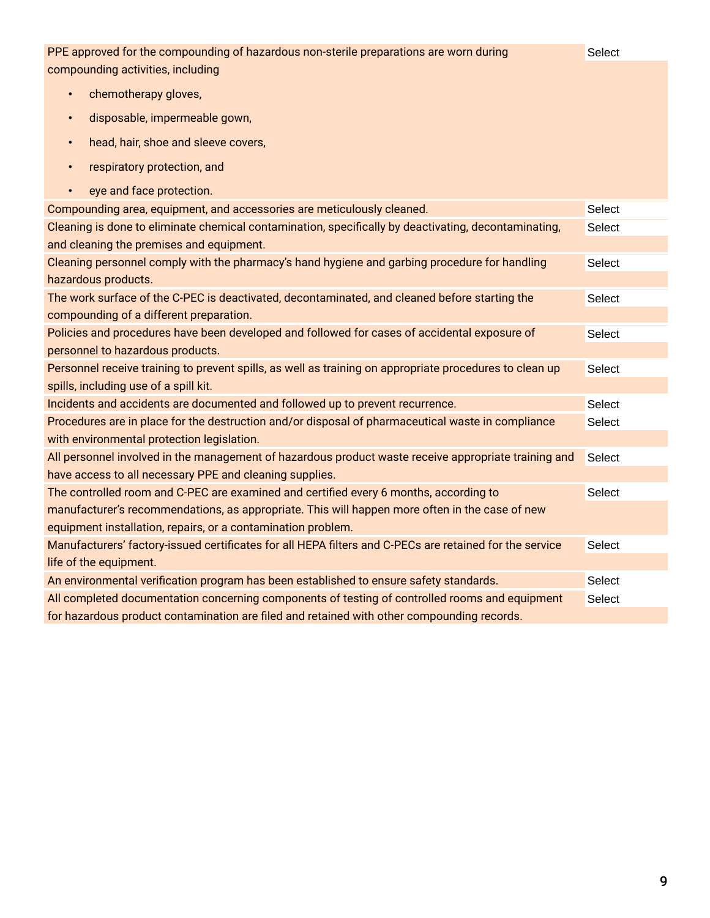| | |
|---|---|
| PPE approved for the compounding of hazardous non-sterile preparations are worn during compounding activities, including <br>• chemotherapy gloves, <br>• disposable, impermeable gown, <br>• head, hair, shoe and sleeve covers, <br>• respiratory protection, and <br>• eye and face protection. | Select |
| Compounding area, equipment, and accessories are meticulously cleaned. | Select |
| Cleaning is done to eliminate chemical contamination, specifically by deactivating, decontaminating, and cleaning the premises and equipment. | Select |
| Cleaning personnel comply with the pharmacy's hand hygiene and garbing procedure for handling hazardous products. | Select |
| The work surface of the C-PEC is deactivated, decontaminated, and cleaned before starting the compounding of a different preparation. | Select |
| Policies and procedures have been developed and followed for cases of accidental exposure of personnel to hazardous products. | Select |
| Personnel receive training to prevent spills, as well as training on appropriate procedures to clean up spills, including use of a spill kit. | Select |
| Incidents and accidents are documented and followed up to prevent recurrence. | Select |
| Procedures are in place for the destruction and/or disposal of pharmaceutical waste in compliance with environmental protection legislation. | Select |
| All personnel involved in the management of hazardous product waste receive appropriate training and have access to all necessary PPE and cleaning supplies. | Select |
| The controlled room and C-PEC are examined and certified every 6 months, according to manufacturer's recommendations, as appropriate. This will happen more often in the case of new equipment installation, repairs, or a contamination problem. | Select |
| Manufacturers' factory-issued certificates for all HEPA filters and C-PECs are retained for the service life of the equipment. | Select |
| An environmental verification program has been established to ensure safety standards. | Select |
| All completed documentation concerning components of testing of controlled rooms and equipment for hazardous product contamination are filed and retained with other compounding records. | Select |